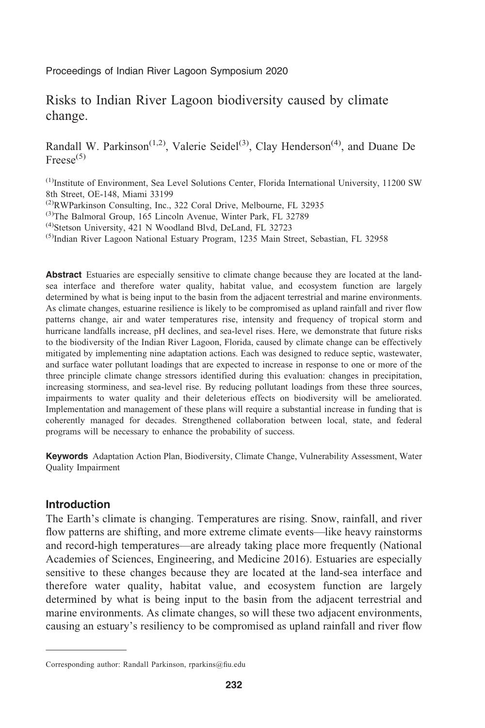Proceedings of Indian River Lagoon Symposium 2020

# Risks to Indian River Lagoon biodiversity caused by climate change.

Randall W. Parkinson[(1,2)], Valerie Seidel[(3)], Clay Henderson[(4)], and Duane De Freese[(5)]

[(1)]Institute of Environment, Sea Level Solutions Center, Florida International University, 11200 SW 8th Street, OE-148, Miami 33199

[(2)]RWParkinson Consulting, Inc., 322 Coral Drive, Melbourne, FL 32935

[(3)]The Balmoral Group, 165 Lincoln Avenue, Winter Park, FL 32789

[(4)]Stetson University, 421 N Woodland Blvd, DeLand, FL 32723

[(5)]Indian River Lagoon National Estuary Program, 1235 Main Street, Sebastian, FL 32958

**Abstract** Estuaries are especially sensitive to climate change because they are located at the land-sea interface and therefore water quality, habitat value, and ecosystem function are largely determined by what is being input to the basin from the adjacent terrestrial and marine environments. As climate changes, estuarine resilience is likely to be compromised as upland rainfall and river flow patterns change, air and water temperatures rise, intensity and frequency of tropical storm and hurricane landfalls increase, pH declines, and sea-level rises. Here, we demonstrate that future risks to the biodiversity of the Indian River Lagoon, Florida, caused by climate change can be effectively mitigated by implementing nine adaptation actions. Each was designed to reduce septic, wastewater, and surface water pollutant loadings that are expected to increase in response to one or more of the three principle climate change stressors identified during this evaluation: changes in precipitation, increasing storminess, and sea-level rise. By reducing pollutant loadings from these three sources, impairments to water quality and their deleterious effects on biodiversity will be ameliorated. Implementation and management of these plans will require a substantial increase in funding that is coherently managed for decades. Strengthened collaboration between local, state, and federal programs will be necessary to enhance the probability of success.

**Keywords** Adaptation Action Plan, Biodiversity, Climate Change, Vulnerability Assessment, Water Quality Impairment

## Introduction

The Earth's climate is changing. Temperatures are rising. Snow, rainfall, and river flow patterns are shifting, and more extreme climate events—like heavy rainstorms and record-high temperatures—are already taking place more frequently (National Academies of Sciences, Engineering, and Medicine 2016). Estuaries are especially sensitive to these changes because they are located at the land-sea interface and therefore water quality, habitat value, and ecosystem function are largely determined by what is being input to the basin from the adjacent terrestrial and marine environments. As climate changes, so will these two adjacent environments, causing an estuary's resiliency to be compromised as upland rainfall and river flow

Corresponding author: Randall Parkinson, rparkins@fiu.edu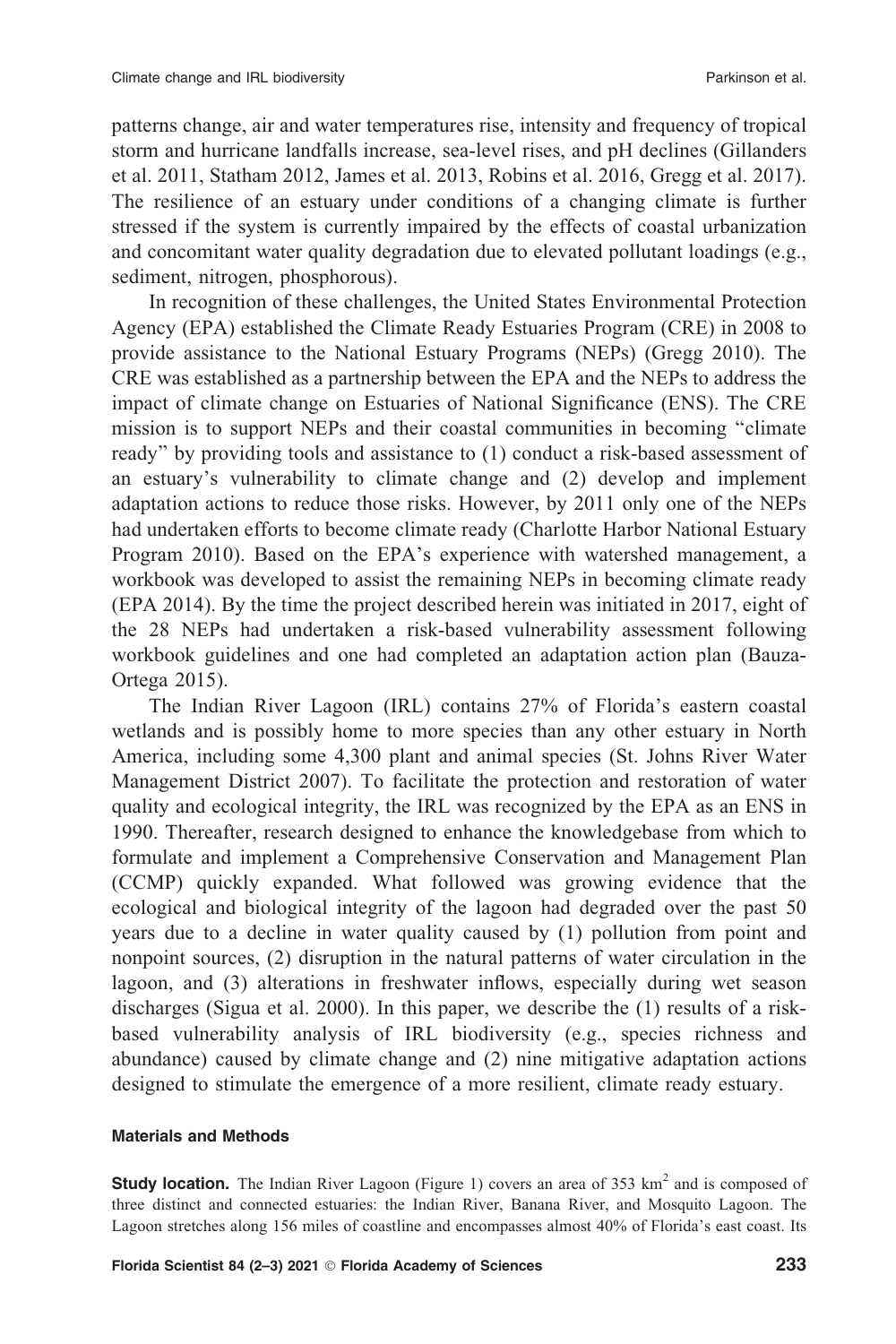patterns change, air and water temperatures rise, intensity and frequency of tropical storm and hurricane landfalls increase, sea-level rises, and pH declines (Gillanders et al. 2011, Statham 2012, James et al. 2013, Robins et al. 2016, Gregg et al. 2017). The resilience of an estuary under conditions of a changing climate is further stressed if the system is currently impaired by the effects of coastal urbanization and concomitant water quality degradation due to elevated pollutant loadings (e.g., sediment, nitrogen, phosphorous).

In recognition of these challenges, the United States Environmental Protection Agency (EPA) established the Climate Ready Estuaries Program (CRE) in 2008 to provide assistance to the National Estuary Programs (NEPs) (Gregg 2010). The CRE was established as a partnership between the EPA and the NEPs to address the impact of climate change on Estuaries of National Significance (ENS). The CRE mission is to support NEPs and their coastal communities in becoming "climate ready" by providing tools and assistance to (1) conduct a risk-based assessment of an estuary's vulnerability to climate change and (2) develop and implement adaptation actions to reduce those risks. However, by 2011 only one of the NEPs had undertaken efforts to become climate ready (Charlotte Harbor National Estuary Program 2010). Based on the EPA's experience with watershed management, a workbook was developed to assist the remaining NEPs in becoming climate ready (EPA 2014). By the time the project described herein was initiated in 2017, eight of the 28 NEPs had undertaken a risk-based vulnerability assessment following workbook guidelines and one had completed an adaptation action plan (Bauza-Ortega 2015).

The Indian River Lagoon (IRL) contains 27% of Florida's eastern coastal wetlands and is possibly home to more species than any other estuary in North America, including some 4,300 plant and animal species (St. Johns River Water Management District 2007). To facilitate the protection and restoration of water quality and ecological integrity, the IRL was recognized by the EPA as an ENS in 1990. Thereafter, research designed to enhance the knowledgebase from which to formulate and implement a Comprehensive Conservation and Management Plan (CCMP) quickly expanded. What followed was growing evidence that the ecological and biological integrity of the lagoon had degraded over the past 50 years due to a decline in water quality caused by (1) pollution from point and nonpoint sources, (2) disruption in the natural patterns of water circulation in the lagoon, and (3) alterations in freshwater inflows, especially during wet season discharges (Sigua et al. 2000). In this paper, we describe the (1) results of a risk-based vulnerability analysis of IRL biodiversity (e.g., species richness and abundance) caused by climate change and (2) nine mitigative adaptation actions designed to stimulate the emergence of a more resilient, climate ready estuary.

#### Materials and Methods

**Study location.** The Indian River Lagoon (Figure 1) covers an area of 353 km$^2$ and is composed of three distinct and connected estuaries: the Indian River, Banana River, and Mosquito Lagoon. The Lagoon stretches along 156 miles of coastline and encompasses almost 40% of Florida's east coast. Its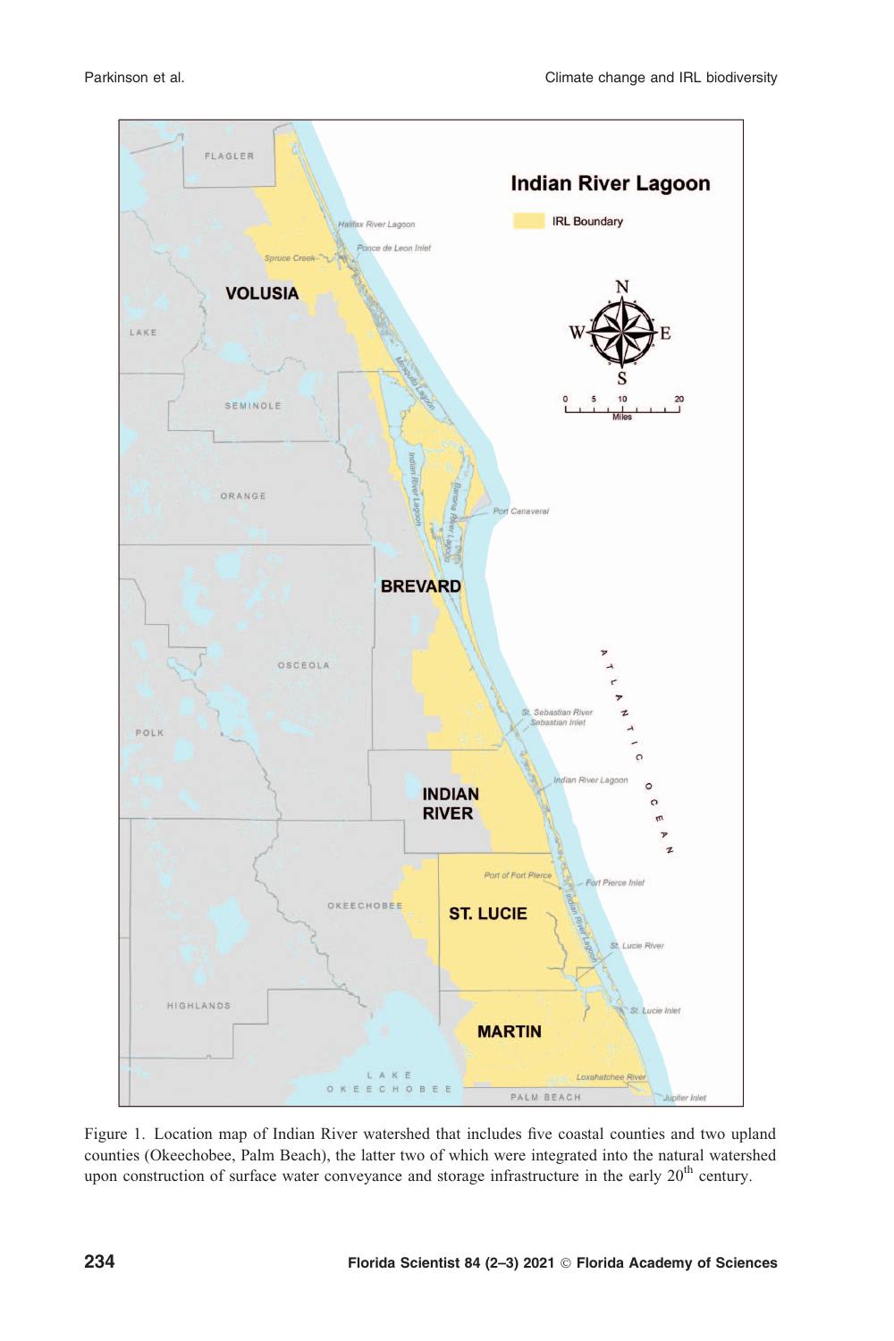Figure 1. Location map of Indian River watershed that includes five coastal counties and two upland counties (Okeechobee, Palm Beach), the latter two of which were integrated into the natural watershed upon construction of surface water conveyance and storage infrastructure in the early 20th century.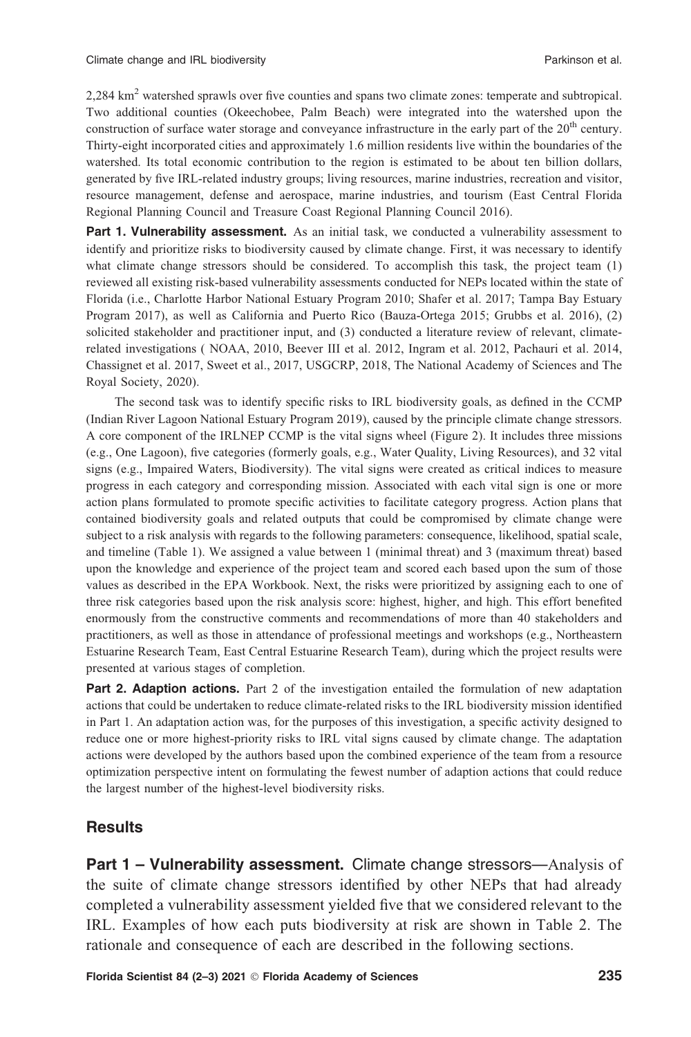2,284 km$^2$ watershed sprawls over five counties and spans two climate zones: temperate and subtropical. Two additional counties (Okeechobee, Palm Beach) were integrated into the watershed upon the construction of surface water storage and conveyance infrastructure in the early part of the 20th century. Thirty-eight incorporated cities and approximately 1.6 million residents live within the boundaries of the watershed. Its total economic contribution to the region is estimated to be about ten billion dollars, generated by five IRL-related industry groups; living resources, marine industries, recreation and visitor, resource management, defense and aerospace, marine industries, and tourism (East Central Florida Regional Planning Council and Treasure Coast Regional Planning Council 2016).

**Part 1. Vulnerability assessment.** As an initial task, we conducted a vulnerability assessment to identify and prioritize risks to biodiversity caused by climate change. First, it was necessary to identify what climate change stressors should be considered. To accomplish this task, the project team (1) reviewed all existing risk-based vulnerability assessments conducted for NEPs located within the state of Florida (i.e., Charlotte Harbor National Estuary Program 2010; Shafer et al. 2017; Tampa Bay Estuary Program 2017), as well as California and Puerto Rico (Bauza-Ortega 2015; Grubbs et al. 2016), (2) solicited stakeholder and practitioner input, and (3) conducted a literature review of relevant, climate-related investigations ( NOAA, 2010, Beever III et al. 2012, Ingram et al. 2012, Pachauri et al. 2014, Chassignet et al. 2017, Sweet et al., 2017, USGCRP, 2018, The National Academy of Sciences and The Royal Society, 2020).

The second task was to identify specific risks to IRL biodiversity goals, as defined in the CCMP (Indian River Lagoon National Estuary Program 2019), caused by the principle climate change stressors. A core component of the IRLNEP CCMP is the vital signs wheel (Figure 2). It includes three missions (e.g., One Lagoon), five categories (formerly goals, e.g., Water Quality, Living Resources), and 32 vital signs (e.g., Impaired Waters, Biodiversity). The vital signs were created as critical indices to measure progress in each category and corresponding mission. Associated with each vital sign is one or more action plans formulated to promote specific activities to facilitate category progress. Action plans that contained biodiversity goals and related outputs that could be compromised by climate change were subject to a risk analysis with regards to the following parameters: consequence, likelihood, spatial scale, and timeline (Table 1). We assigned a value between 1 (minimal threat) and 3 (maximum threat) based upon the knowledge and experience of the project team and scored each based upon the sum of those values as described in the EPA Workbook. Next, the risks were prioritized by assigning each to one of three risk categories based upon the risk analysis score: highest, higher, and high. This effort benefited enormously from the constructive comments and recommendations of more than 40 stakeholders and practitioners, as well as those in attendance of professional meetings and workshops (e.g., Northeastern Estuarine Research Team, East Central Estuarine Research Team), during which the project results were presented at various stages of completion.

**Part 2. Adaption actions.** Part 2 of the investigation entailed the formulation of new adaptation actions that could be undertaken to reduce climate-related risks to the IRL biodiversity mission identified in Part 1. An adaptation action was, for the purposes of this investigation, a specific activity designed to reduce one or more highest-priority risks to IRL vital signs caused by climate change. The adaptation actions were developed by the authors based upon the combined experience of the team from a resource optimization perspective intent on formulating the fewest number of adaption actions that could reduce the largest number of the highest-level biodiversity risks.

## Results

**Part 1 – Vulnerability assessment.** Climate change stressors—Analysis of the suite of climate change stressors identified by other NEPs that had already completed a vulnerability assessment yielded five that we considered relevant to the IRL. Examples of how each puts biodiversity at risk are shown in Table 2. The rationale and consequence of each are described in the following sections.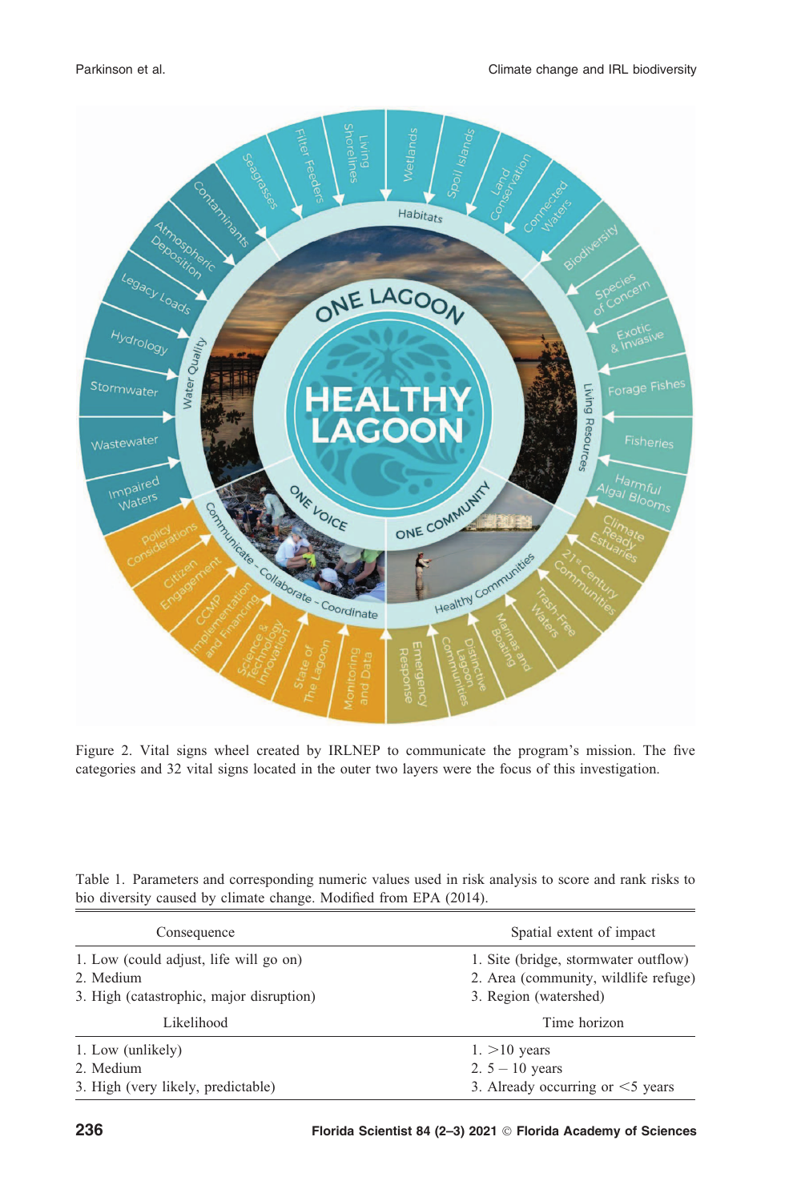Figure 2. Vital signs wheel created by IRLNEP to communicate the program's mission. The five categories and 32 vital signs located in the outer two layers were the focus of this investigation.

Table 1. Parameters and corresponding numeric values used in risk analysis to score and rank risks to bio diversity caused by climate change. Modified from EPA (2014).

| Consequence | Spatial extent of impact |
|---|---|
| 1. Low (could adjust, life will go on) | 1. Site (bridge, stormwater outflow) |
| 2. Medium | 2. Area (community, wildlife refuge) |
| 3. High (catastrophic, major disruption) | 3. Region (watershed) |
| **Likelihood** | **Time horizon** |
| 1. Low (unlikely) | 1. >10 years |
| 2. Medium | 2. 5 – 10 years |
| 3. High (very likely, predictable) | 3. Already occurring or <5 years |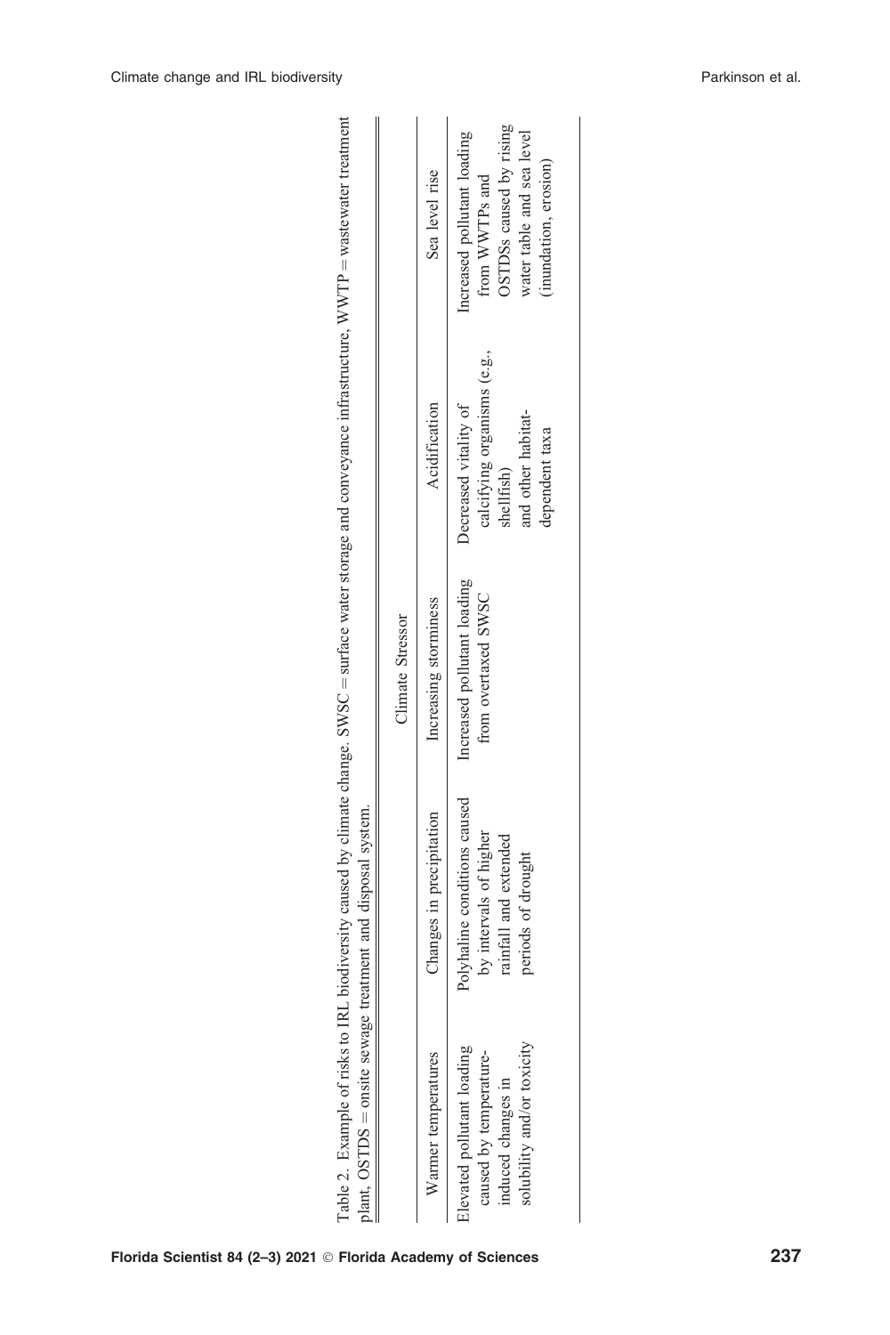Table 2. Example of risks to IRL biodiversity caused by climate change. SWSC = surface water storage and conveyance infrastructure, WWTP = wastewater treatment plant, OSTDS = onsite sewage treatment and disposal system.

| Climate Stressor | | | | |
|---|---|---|---|---|
| Warmer temperatures | Changes in precipitation | Increasing storminess | Acidification | Sea level rise |
| Elevated pollutant loading caused by temperature-induced changes in solubility and/or toxicity | Polyhaline conditions caused by intervals of higher rainfall and extended periods of drought | Increased pollutant loading from overtaxed SWSC | Decreased vitality of calcifying organisms (e.g., shellfish) and other habitat-dependent taxa | Increased pollutant loading from WWTPs and OSTDSs caused by rising water table and sea level (inundation, erosion) |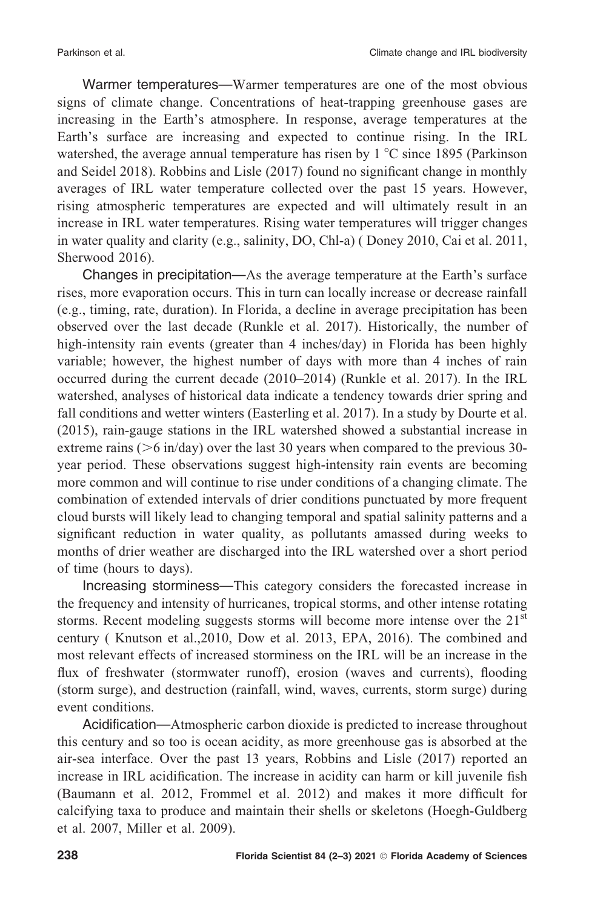Warmer temperatures—Warmer temperatures are one of the most obvious signs of climate change. Concentrations of heat-trapping greenhouse gases are increasing in the Earth's atmosphere. In response, average temperatures at the Earth's surface are increasing and expected to continue rising. In the IRL watershed, the average annual temperature has risen by 1 °C since 1895 (Parkinson and Seidel 2018). Robbins and Lisle (2017) found no significant change in monthly averages of IRL water temperature collected over the past 15 years. However, rising atmospheric temperatures are expected and will ultimately result in an increase in IRL water temperatures. Rising water temperatures will trigger changes in water quality and clarity (e.g., salinity, DO, Chl-a) ( Doney 2010, Cai et al. 2011, Sherwood 2016).

Changes in precipitation—As the average temperature at the Earth's surface rises, more evaporation occurs. This in turn can locally increase or decrease rainfall (e.g., timing, rate, duration). In Florida, a decline in average precipitation has been observed over the last decade (Runkle et al. 2017). Historically, the number of high-intensity rain events (greater than 4 inches/day) in Florida has been highly variable; however, the highest number of days with more than 4 inches of rain occurred during the current decade (2010–2014) (Runkle et al. 2017). In the IRL watershed, analyses of historical data indicate a tendency towards drier spring and fall conditions and wetter winters (Easterling et al. 2017). In a study by Dourte et al. (2015), rain-gauge stations in the IRL watershed showed a substantial increase in extreme rains (>6 in/day) over the last 30 years when compared to the previous 30-year period. These observations suggest high-intensity rain events are becoming more common and will continue to rise under conditions of a changing climate. The combination of extended intervals of drier conditions punctuated by more frequent cloud bursts will likely lead to changing temporal and spatial salinity patterns and a significant reduction in water quality, as pollutants amassed during weeks to months of drier weather are discharged into the IRL watershed over a short period of time (hours to days).

Increasing storminess—This category considers the forecasted increase in the frequency and intensity of hurricanes, tropical storms, and other intense rotating storms. Recent modeling suggests storms will become more intense over the 21st century ( Knutson et al.,2010, Dow et al. 2013, EPA, 2016). The combined and most relevant effects of increased storminess on the IRL will be an increase in the flux of freshwater (stormwater runoff), erosion (waves and currents), flooding (storm surge), and destruction (rainfall, wind, waves, currents, storm surge) during event conditions.

Acidification—Atmospheric carbon dioxide is predicted to increase throughout this century and so too is ocean acidity, as more greenhouse gas is absorbed at the air-sea interface. Over the past 13 years, Robbins and Lisle (2017) reported an increase in IRL acidification. The increase in acidity can harm or kill juvenile fish (Baumann et al. 2012, Frommel et al. 2012) and makes it more difficult for calcifying taxa to produce and maintain their shells or skeletons (Hoegh-Guldberg et al. 2007, Miller et al. 2009).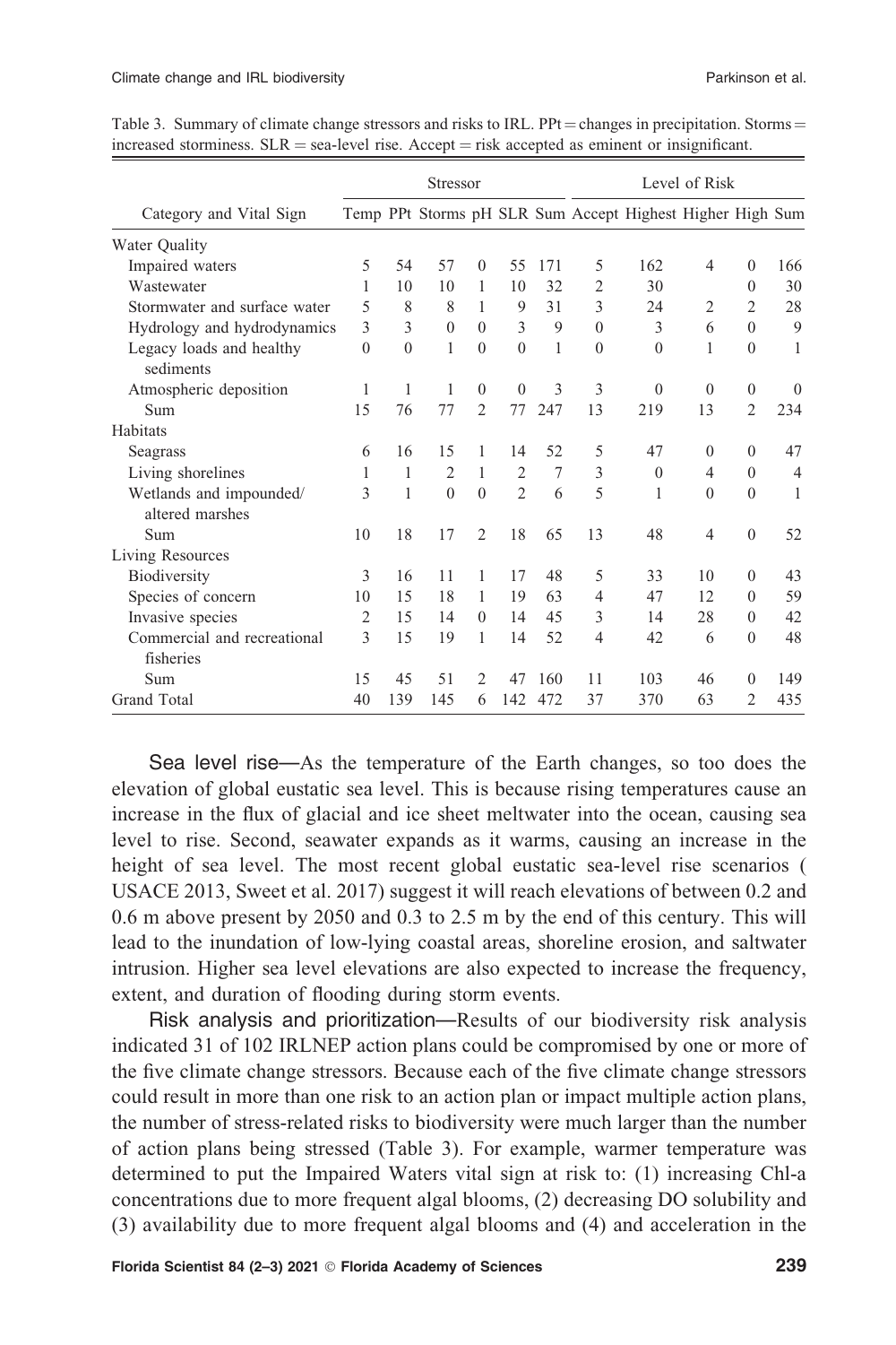Table 3. Summary of climate change stressors and risks to IRL. PPt = changes in precipitation. Storms = increased storminess. SLR = sea-level rise. Accept = risk accepted as eminent or insignificant.

| | Stressor | | | | | | Level of Risk | | | | |
|---|---|---|---|---|---|---|---|---|---|---|---|
| Category and Vital Sign | Temp | PPt | Storms | pH | SLR | Sum | Accept | Highest | Higher | High | Sum |
| Water Quality | | | | | | | | | | | |
| Impaired waters | 5 | 54 | 57 | 0 | 55 | 171 | 5 | 162 | 4 | 0 | 166 |
| Wastewater | 1 | 10 | 10 | 1 | 10 | 32 | 2 | 30 | | 0 | 30 |
| Stormwater and surface water | 5 | 8 | 8 | 1 | 9 | 31 | 3 | 24 | 2 | 2 | 28 |
| Hydrology and hydrodynamics | 3 | 3 | 0 | 0 | 3 | 9 | 0 | 3 | 6 | 0 | 9 |
| Legacy loads and healthy sediments | 0 | 0 | 1 | 0 | 0 | 1 | 0 | 0 | 1 | 0 | 1 |
| Atmospheric deposition | 1 | 1 | 1 | 0 | 0 | 3 | 3 | 0 | 0 | 0 | 0 |
| Sum | 15 | 76 | 77 | 2 | 77 | 247 | 13 | 219 | 13 | 2 | 234 |
| Habitats | | | | | | | | | | | |
| Seagrass | 6 | 16 | 15 | 1 | 14 | 52 | 5 | 47 | 0 | 0 | 47 |
| Living shorelines | 1 | 1 | 2 | 1 | 2 | 7 | 3 | 0 | 4 | 0 | 4 |
| Wetlands and impounded/ altered marshes | 3 | 1 | 0 | 0 | 2 | 6 | 5 | 1 | 0 | 0 | 1 |
| Sum | 10 | 18 | 17 | 2 | 18 | 65 | 13 | 48 | 4 | 0 | 52 |
| Living Resources | | | | | | | | | | | |
| Biodiversity | 3 | 16 | 11 | 1 | 17 | 48 | 5 | 33 | 10 | 0 | 43 |
| Species of concern | 10 | 15 | 18 | 1 | 19 | 63 | 4 | 47 | 12 | 0 | 59 |
| Invasive species | 2 | 15 | 14 | 0 | 14 | 45 | 3 | 14 | 28 | 0 | 42 |
| Commercial and recreational fisheries | 3 | 15 | 19 | 1 | 14 | 52 | 4 | 42 | 6 | 0 | 48 |
| Sum | 15 | 45 | 51 | 2 | 47 | 160 | 11 | 103 | 46 | 0 | 149 |
| Grand Total | 40 | 139 | 145 | 6 | 142 | 472 | 37 | 370 | 63 | 2 | 435 |

Sea level rise—As the temperature of the Earth changes, so too does the elevation of global eustatic sea level. This is because rising temperatures cause an increase in the flux of glacial and ice sheet meltwater into the ocean, causing sea level to rise. Second, seawater expands as it warms, causing an increase in the height of sea level. The most recent global eustatic sea-level rise scenarios ( USACE 2013, Sweet et al. 2017) suggest it will reach elevations of between 0.2 and 0.6 m above present by 2050 and 0.3 to 2.5 m by the end of this century. This will lead to the inundation of low-lying coastal areas, shoreline erosion, and saltwater intrusion. Higher sea level elevations are also expected to increase the frequency, extent, and duration of flooding during storm events.

Risk analysis and prioritization—Results of our biodiversity risk analysis indicated 31 of 102 IRLNEP action plans could be compromised by one or more of the five climate change stressors. Because each of the five climate change stressors could result in more than one risk to an action plan or impact multiple action plans, the number of stress-related risks to biodiversity were much larger than the number of action plans being stressed (Table 3). For example, warmer temperature was determined to put the Impaired Waters vital sign at risk to: (1) increasing Chl-a concentrations due to more frequent algal blooms, (2) decreasing DO solubility and (3) availability due to more frequent algal blooms and (4) and acceleration in the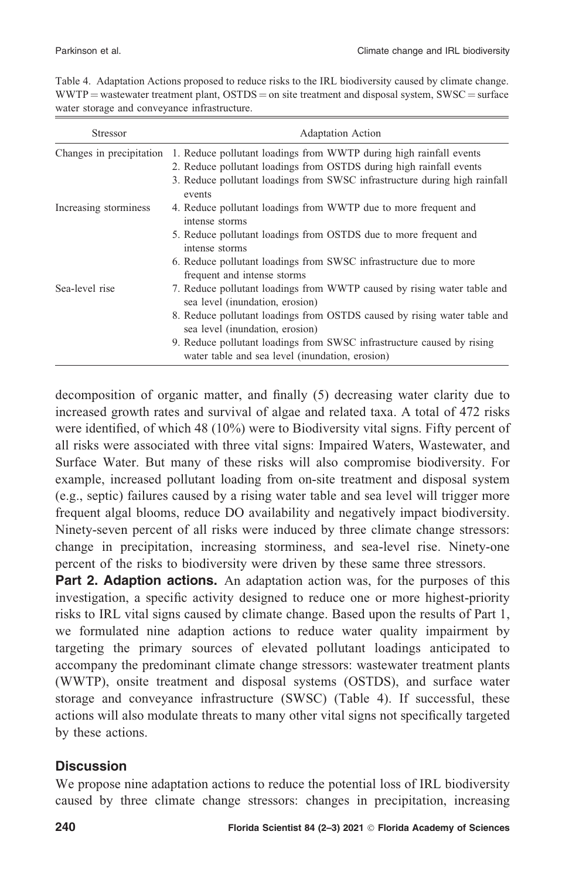Table 4. Adaptation Actions proposed to reduce risks to the IRL biodiversity caused by climate change. WWTP = wastewater treatment plant, OSTDS = on site treatment and disposal system, SWSC = surface water storage and conveyance infrastructure.

| Stressor | Adaptation Action |
|---|---|
| Changes in precipitation | 1. Reduce pollutant loadings from WWTP during high rainfall events |
| | 2. Reduce pollutant loadings from OSTDS during high rainfall events |
| | 3. Reduce pollutant loadings from SWSC infrastructure during high rainfall events |
| Increasing storminess | 4. Reduce pollutant loadings from WWTP due to more frequent and intense storms |
| | 5. Reduce pollutant loadings from OSTDS due to more frequent and intense storms |
| | 6. Reduce pollutant loadings from SWSC infrastructure due to more frequent and intense storms |
| Sea-level rise | 7. Reduce pollutant loadings from WWTP caused by rising water table and sea level (inundation, erosion) |
| | 8. Reduce pollutant loadings from OSTDS caused by rising water table and sea level (inundation, erosion) |
| | 9. Reduce pollutant loadings from SWSC infrastructure caused by rising water table and sea level (inundation, erosion) |

decomposition of organic matter, and finally (5) decreasing water clarity due to increased growth rates and survival of algae and related taxa. A total of 472 risks were identified, of which 48 (10%) were to Biodiversity vital signs. Fifty percent of all risks were associated with three vital signs: Impaired Waters, Wastewater, and Surface Water. But many of these risks will also compromise biodiversity. For example, increased pollutant loading from on-site treatment and disposal system (e.g., septic) failures caused by a rising water table and sea level will trigger more frequent algal blooms, reduce DO availability and negatively impact biodiversity. Ninety-seven percent of all risks were induced by three climate change stressors: change in precipitation, increasing storminess, and sea-level rise. Ninety-one percent of the risks to biodiversity were driven by these same three stressors.

**Part 2. Adaption actions.** An adaptation action was, for the purposes of this investigation, a specific activity designed to reduce one or more highest-priority risks to IRL vital signs caused by climate change. Based upon the results of Part 1, we formulated nine adaption actions to reduce water quality impairment by targeting the primary sources of elevated pollutant loadings anticipated to accompany the predominant climate change stressors: wastewater treatment plants (WWTP), onsite treatment and disposal systems (OSTDS), and surface water storage and conveyance infrastructure (SWSC) (Table 4). If successful, these actions will also modulate threats to many other vital signs not specifically targeted by these actions.

## Discussion

We propose nine adaptation actions to reduce the potential loss of IRL biodiversity caused by three climate change stressors: changes in precipitation, increasing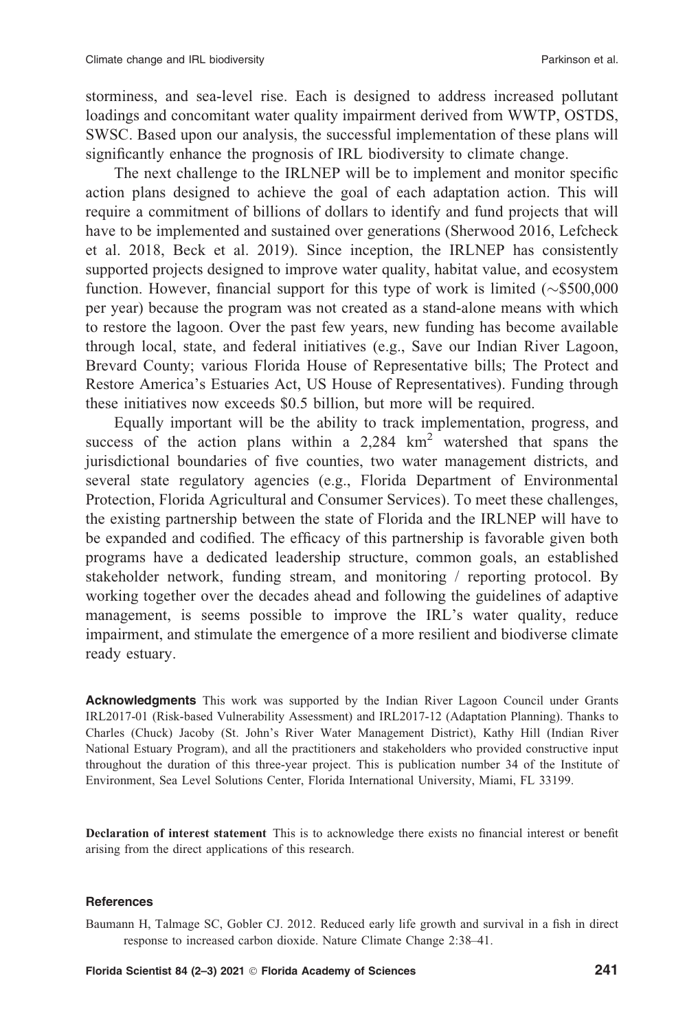storminess, and sea-level rise. Each is designed to address increased pollutant loadings and concomitant water quality impairment derived from WWTP, OSTDS, SWSC. Based upon our analysis, the successful implementation of these plans will significantly enhance the prognosis of IRL biodiversity to climate change.

The next challenge to the IRLNEP will be to implement and monitor specific action plans designed to achieve the goal of each adaptation action. This will require a commitment of billions of dollars to identify and fund projects that will have to be implemented and sustained over generations (Sherwood 2016, Lefcheck et al. 2018, Beck et al. 2019). Since inception, the IRLNEP has consistently supported projects designed to improve water quality, habitat value, and ecosystem function. However, financial support for this type of work is limited (~$500,000 per year) because the program was not created as a stand-alone means with which to restore the lagoon. Over the past few years, new funding has become available through local, state, and federal initiatives (e.g., Save our Indian River Lagoon, Brevard County; various Florida House of Representative bills; The Protect and Restore America's Estuaries Act, US House of Representatives). Funding through these initiatives now exceeds $0.5 billion, but more will be required.

Equally important will be the ability to track implementation, progress, and success of the action plans within a 2,284 $km^2$ watershed that spans the jurisdictional boundaries of five counties, two water management districts, and several state regulatory agencies (e.g., Florida Department of Environmental Protection, Florida Agricultural and Consumer Services). To meet these challenges, the existing partnership between the state of Florida and the IRLNEP will have to be expanded and codified. The efficacy of this partnership is favorable given both programs have a dedicated leadership structure, common goals, an established stakeholder network, funding stream, and monitoring / reporting protocol. By working together over the decades ahead and following the guidelines of adaptive management, is seems possible to improve the IRL's water quality, reduce impairment, and stimulate the emergence of a more resilient and biodiverse climate ready estuary.

**Acknowledgments** This work was supported by the Indian River Lagoon Council under Grants IRL2017-01 (Risk-based Vulnerability Assessment) and IRL2017-12 (Adaptation Planning). Thanks to Charles (Chuck) Jacoby (St. John's River Water Management District), Kathy Hill (Indian River National Estuary Program), and all the practitioners and stakeholders who provided constructive input throughout the duration of this three-year project. This is publication number 34 of the Institute of Environment, Sea Level Solutions Center, Florida International University, Miami, FL 33199.

**Declaration of interest statement** This is to acknowledge there exists no financial interest or benefit arising from the direct applications of this research.

## References

Baumann H, Talmage SC, Gobler CJ. 2012. Reduced early life growth and survival in a fish in direct response to increased carbon dioxide. Nature Climate Change 2:38–41.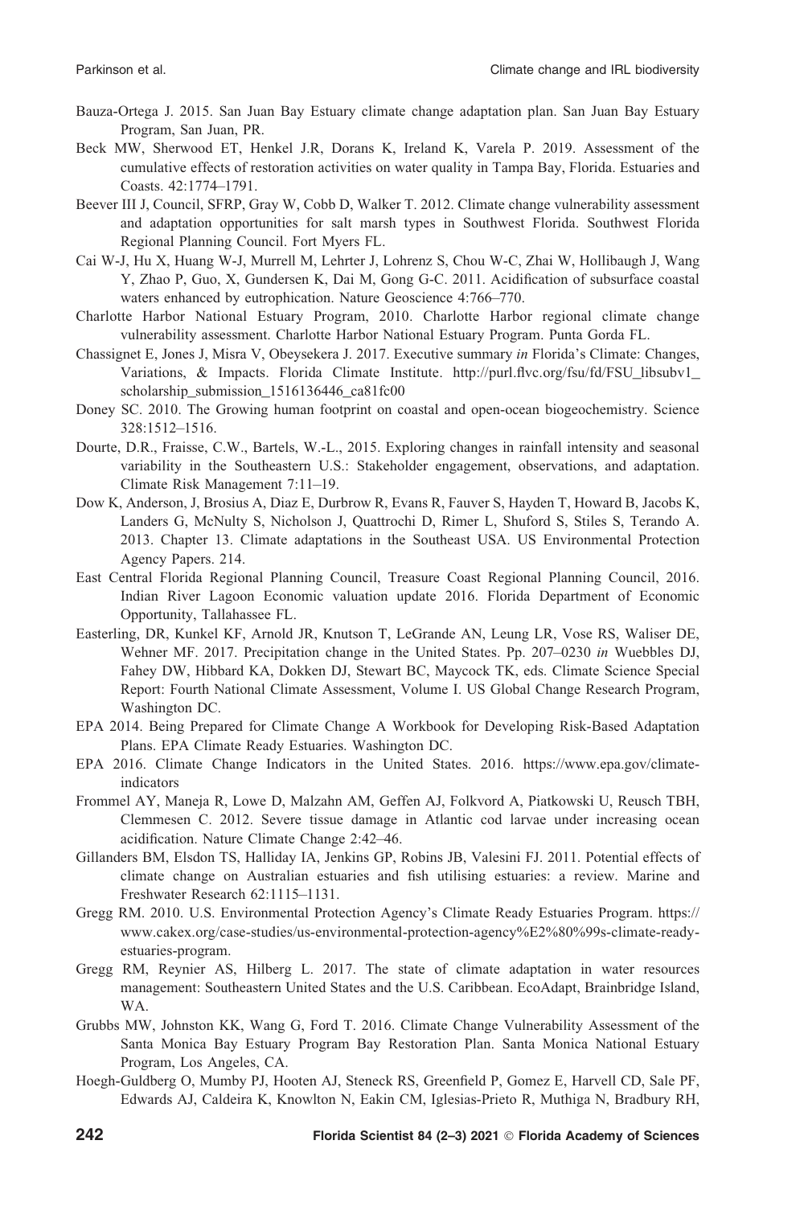Bauza-Ortega J. 2015. San Juan Bay Estuary climate change adaptation plan. San Juan Bay Estuary Program, San Juan, PR.

Beck MW, Sherwood ET, Henkel J.R, Dorans K, Ireland K, Varela P. 2019. Assessment of the cumulative effects of restoration activities on water quality in Tampa Bay, Florida. Estuaries and Coasts. 42:1774–1791.

Beever III J, Council, SFRP, Gray W, Cobb D, Walker T. 2012. Climate change vulnerability assessment and adaptation opportunities for salt marsh types in Southwest Florida. Southwest Florida Regional Planning Council. Fort Myers FL.

Cai W-J, Hu X, Huang W-J, Murrell M, Lehrter J, Lohrenz S, Chou W-C, Zhai W, Hollibaugh J, Wang Y, Zhao P, Guo, X, Gundersen K, Dai M, Gong G-C. 2011. Acidification of subsurface coastal waters enhanced by eutrophication. Nature Geoscience 4:766–770.

Charlotte Harbor National Estuary Program, 2010. Charlotte Harbor regional climate change vulnerability assessment. Charlotte Harbor National Estuary Program. Punta Gorda FL.

Chassignet E, Jones J, Misra V, Obeysekera J. 2017. Executive summary *in* Florida's Climate: Changes, Variations, & Impacts. Florida Climate Institute. http://purl.flvc.org/fsu/fd/FSU_libsubv1_scholarship_submission_1516136446_ca81fc00

Doney SC. 2010. The Growing human footprint on coastal and open-ocean biogeochemistry. Science 328:1512–1516.

Dourte, D.R., Fraisse, C.W., Bartels, W.-L., 2015. Exploring changes in rainfall intensity and seasonal variability in the Southeastern U.S.: Stakeholder engagement, observations, and adaptation. Climate Risk Management 7:11–19.

Dow K, Anderson, J, Brosius A, Diaz E, Durbrow R, Evans R, Fauver S, Hayden T, Howard B, Jacobs K, Landers G, McNulty S, Nicholson J, Quattrochi D, Rimer L, Shuford S, Stiles S, Terando A. 2013. Chapter 13. Climate adaptations in the Southeast USA. US Environmental Protection Agency Papers. 214.

East Central Florida Regional Planning Council, Treasure Coast Regional Planning Council, 2016. Indian River Lagoon Economic valuation update 2016. Florida Department of Economic Opportunity, Tallahassee FL.

Easterling, DR, Kunkel KF, Arnold JR, Knutson T, LeGrande AN, Leung LR, Vose RS, Waliser DE, Wehner MF. 2017. Precipitation change in the United States. Pp. 207–0230 *in* Wuebbles DJ, Fahey DW, Hibbard KA, Dokken DJ, Stewart BC, Maycock TK, eds. Climate Science Special Report: Fourth National Climate Assessment, Volume I. US Global Change Research Program, Washington DC.

EPA 2014. Being Prepared for Climate Change A Workbook for Developing Risk-Based Adaptation Plans. EPA Climate Ready Estuaries. Washington DC.

EPA 2016. Climate Change Indicators in the United States. 2016. https://www.epa.gov/climate-indicators

Frommel AY, Maneja R, Lowe D, Malzahn AM, Geffen AJ, Folkvord A, Piatkowski U, Reusch TBH, Clemmesen C. 2012. Severe tissue damage in Atlantic cod larvae under increasing ocean acidification. Nature Climate Change 2:42–46.

Gillanders BM, Elsdon TS, Halliday IA, Jenkins GP, Robins JB, Valesini FJ. 2011. Potential effects of climate change on Australian estuaries and fish utilising estuaries: a review. Marine and Freshwater Research 62:1115–1131.

Gregg RM. 2010. U.S. Environmental Protection Agency's Climate Ready Estuaries Program. https://www.cakex.org/case-studies/us-environmental-protection-agency%E2%80%99s-climate-ready-estuaries-program.

Gregg RM, Reynier AS, Hilberg L. 2017. The state of climate adaptation in water resources management: Southeastern United States and the U.S. Caribbean. EcoAdapt, Brainbridge Island, WA.

Grubbs MW, Johnston KK, Wang G, Ford T. 2016. Climate Change Vulnerability Assessment of the Santa Monica Bay Estuary Program Bay Restoration Plan. Santa Monica National Estuary Program, Los Angeles, CA.

Hoegh-Guldberg O, Mumby PJ, Hooten AJ, Steneck RS, Greenfield P, Gomez E, Harvell CD, Sale PF, Edwards AJ, Caldeira K, Knowlton N, Eakin CM, Iglesias-Prieto R, Muthiga N, Bradbury RH,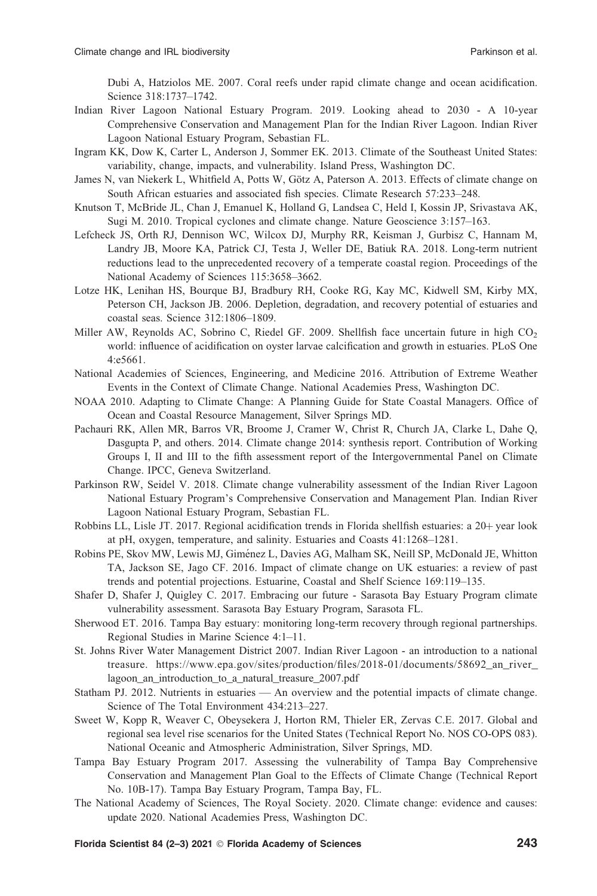Dubi A, Hatziolos ME. 2007. Coral reefs under rapid climate change and ocean acidification. Science 318:1737–1742.

Indian River Lagoon National Estuary Program. 2019. Looking ahead to 2030 - A 10-year Comprehensive Conservation and Management Plan for the Indian River Lagoon. Indian River Lagoon National Estuary Program, Sebastian FL.

Ingram KK, Dow K, Carter L, Anderson J, Sommer EK. 2013. Climate of the Southeast United States: variability, change, impacts, and vulnerability. Island Press, Washington DC.

James N, van Niekerk L, Whitfield A, Potts W, Götz A, Paterson A. 2013. Effects of climate change on South African estuaries and associated fish species. Climate Research 57:233–248.

Knutson T, McBride JL, Chan J, Emanuel K, Holland G, Landsea C, Held I, Kossin JP, Srivastava AK, Sugi M. 2010. Tropical cyclones and climate change. Nature Geoscience 3:157–163.

Lefcheck JS, Orth RJ, Dennison WC, Wilcox DJ, Murphy RR, Keisman J, Gurbisz C, Hannam M, Landry JB, Moore KA, Patrick CJ, Testa J, Weller DE, Batiuk RA. 2018. Long-term nutrient reductions lead to the unprecedented recovery of a temperate coastal region. Proceedings of the National Academy of Sciences 115:3658–3662.

Lotze HK, Lenihan HS, Bourque BJ, Bradbury RH, Cooke RG, Kay MC, Kidwell SM, Kirby MX, Peterson CH, Jackson JB. 2006. Depletion, degradation, and recovery potential of estuaries and coastal seas. Science 312:1806–1809.

Miller AW, Reynolds AC, Sobrino C, Riedel GF. 2009. Shellfish face uncertain future in high $CO_2$ world: influence of acidification on oyster larvae calcification and growth in estuaries. PLoS One 4:e5661.

National Academies of Sciences, Engineering, and Medicine 2016. Attribution of Extreme Weather Events in the Context of Climate Change. National Academies Press, Washington DC.

NOAA 2010. Adapting to Climate Change: A Planning Guide for State Coastal Managers. Office of Ocean and Coastal Resource Management, Silver Springs MD.

Pachauri RK, Allen MR, Barros VR, Broome J, Cramer W, Christ R, Church JA, Clarke L, Dahe Q, Dasgupta P, and others. 2014. Climate change 2014: synthesis report. Contribution of Working Groups I, II and III to the fifth assessment report of the Intergovernmental Panel on Climate Change. IPCC, Geneva Switzerland.

Parkinson RW, Seidel V. 2018. Climate change vulnerability assessment of the Indian River Lagoon National Estuary Program's Comprehensive Conservation and Management Plan. Indian River Lagoon National Estuary Program, Sebastian FL.

Robbins LL, Lisle JT. 2017. Regional acidification trends in Florida shellfish estuaries: a 20+ year look at pH, oxygen, temperature, and salinity. Estuaries and Coasts 41:1268–1281.

Robins PE, Skov MW, Lewis MJ, Giménez L, Davies AG, Malham SK, Neill SP, McDonald JE, Whitton TA, Jackson SE, Jago CF. 2016. Impact of climate change on UK estuaries: a review of past trends and potential projections. Estuarine, Coastal and Shelf Science 169:119–135.

Shafer D, Shafer J, Quigley C. 2017. Embracing our future - Sarasota Bay Estuary Program climate vulnerability assessment. Sarasota Bay Estuary Program, Sarasota FL.

Sherwood ET. 2016. Tampa Bay estuary: monitoring long-term recovery through regional partnerships. Regional Studies in Marine Science 4:1–11.

St. Johns River Water Management District 2007. Indian River Lagoon - an introduction to a national treasure. https://www.epa.gov/sites/production/files/2018-01/documents/58692_an_river_lagoon_an_introduction_to_a_natural_treasure_2007.pdf

Statham PJ. 2012. Nutrients in estuaries — An overview and the potential impacts of climate change. Science of The Total Environment 434:213–227.

Sweet W, Kopp R, Weaver C, Obeysekera J, Horton RM, Thieler ER, Zervas C.E. 2017. Global and regional sea level rise scenarios for the United States (Technical Report No. NOS CO-OPS 083). National Oceanic and Atmospheric Administration, Silver Springs, MD.

Tampa Bay Estuary Program 2017. Assessing the vulnerability of Tampa Bay Comprehensive Conservation and Management Plan Goal to the Effects of Climate Change (Technical Report No. 10B-17). Tampa Bay Estuary Program, Tampa Bay, FL.

The National Academy of Sciences, The Royal Society. 2020. Climate change: evidence and causes: update 2020. National Academies Press, Washington DC.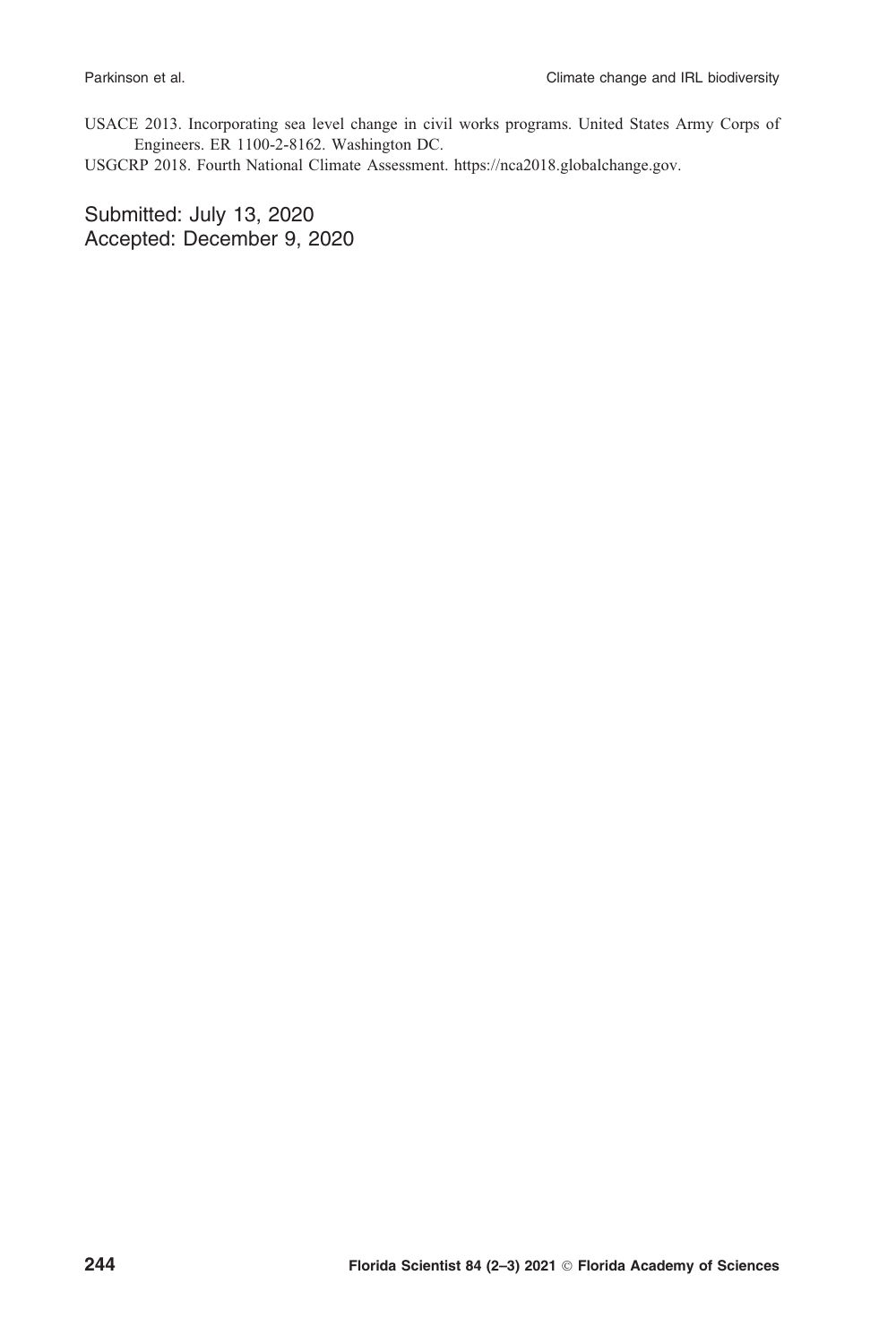USACE 2013. Incorporating sea level change in civil works programs. United States Army Corps of Engineers. ER 1100-2-8162. Washington DC.

USGCRP 2018. Fourth National Climate Assessment. https://nca2018.globalchange.gov.

Submitted: July 13, 2020
Accepted: December 9, 2020